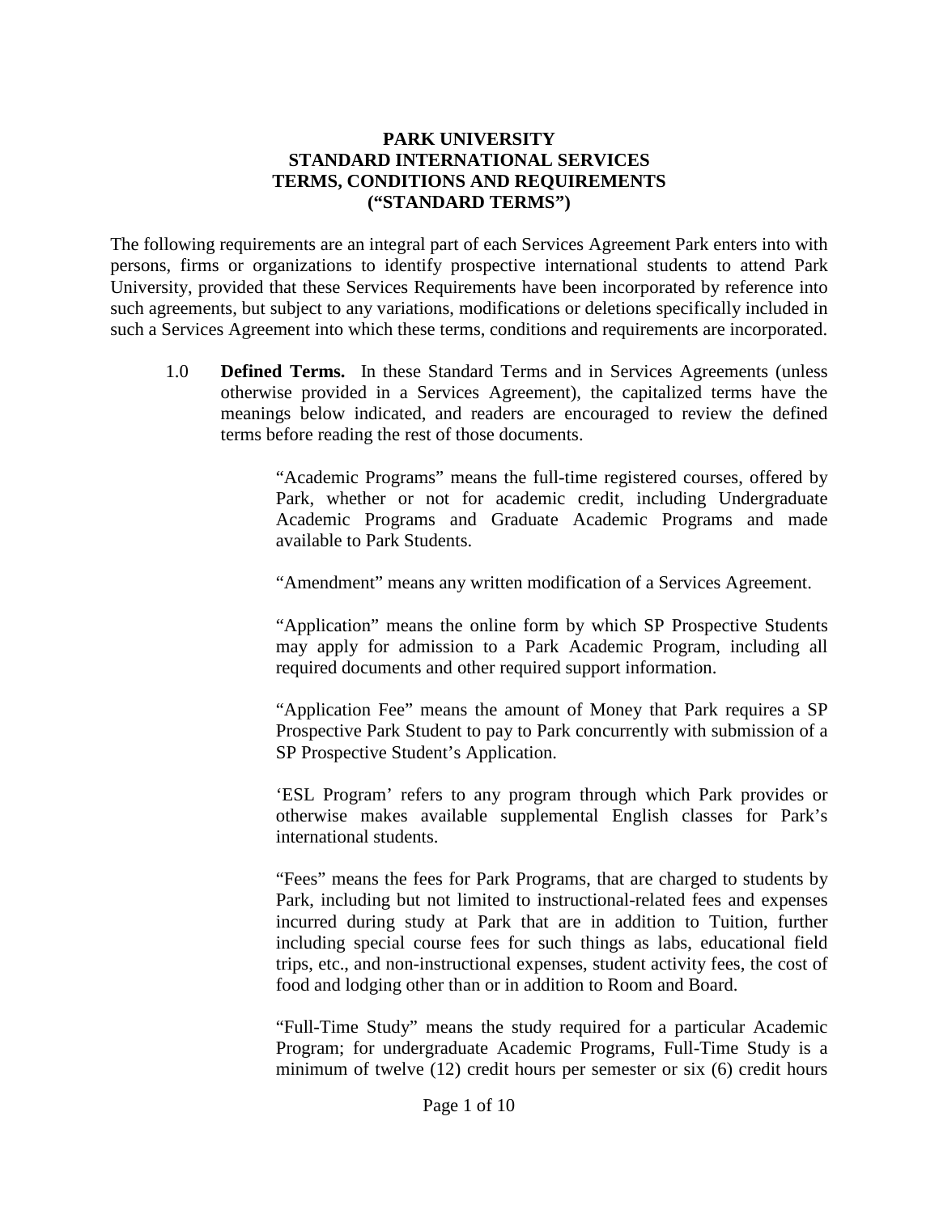**PARK UNIVERSITY**
**STANDARD INTERNATIONAL SERVICES**
**TERMS, CONDITIONS AND REQUIREMENTS**
**(“STANDARD TERMS”)**

The following requirements are an integral part of each Services Agreement Park enters into with persons, firms or organizations to identify prospective international students to attend Park University, provided that these Services Requirements have been incorporated by reference into such agreements, but subject to any variations, modifications or deletions specifically included in such a Services Agreement into which these terms, conditions and requirements are incorporated.

1.0 **Defined Terms.** In these Standard Terms and in Services Agreements (unless otherwise provided in a Services Agreement), the capitalized terms have the meanings below indicated, and readers are encouraged to review the defined terms before reading the rest of those documents.

“Academic Programs” means the full-time registered courses, offered by Park, whether or not for academic credit, including Undergraduate Academic Programs and Graduate Academic Programs and made available to Park Students.

“Amendment” means any written modification of a Services Agreement.

“Application” means the online form by which SP Prospective Students may apply for admission to a Park Academic Program, including all required documents and other required support information.

“Application Fee” means the amount of Money that Park requires a SP Prospective Park Student to pay to Park concurrently with submission of a SP Prospective Student’s Application.

‘ESL Program’ refers to any program through which Park provides or otherwise makes available supplemental English classes for Park’s international students.

“Fees” means the fees for Park Programs, that are charged to students by Park, including but not limited to instructional-related fees and expenses incurred during study at Park that are in addition to Tuition, further including special course fees for such things as labs, educational field trips, etc., and non-instructional expenses, student activity fees, the cost of food and lodging other than or in addition to Room and Board.

“Full-Time Study” means the study required for a particular Academic Program; for undergraduate Academic Programs, Full-Time Study is a minimum of twelve (12) credit hours per semester or six (6) credit hours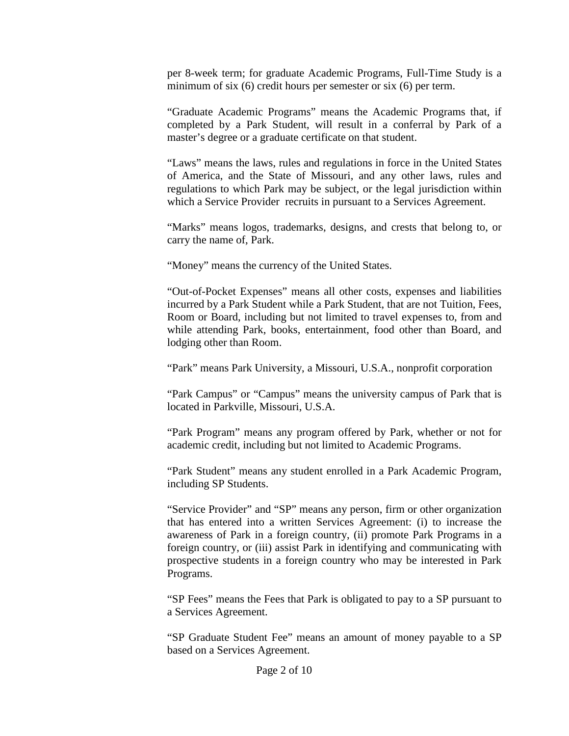per 8-week term; for graduate Academic Programs, Full-Time Study is a minimum of six (6) credit hours per semester or six (6) per term.

"Graduate Academic Programs" means the Academic Programs that, if completed by a Park Student, will result in a conferral by Park of a master's degree or a graduate certificate on that student.

"Laws" means the laws, rules and regulations in force in the United States of America, and the State of Missouri, and any other laws, rules and regulations to which Park may be subject, or the legal jurisdiction within which a Service Provider recruits in pursuant to a Services Agreement.

"Marks" means logos, trademarks, designs, and crests that belong to, or carry the name of, Park.

"Money" means the currency of the United States.

"Out-of-Pocket Expenses" means all other costs, expenses and liabilities incurred by a Park Student while a Park Student, that are not Tuition, Fees, Room or Board, including but not limited to travel expenses to, from and while attending Park, books, entertainment, food other than Board, and lodging other than Room.

"Park" means Park University, a Missouri, U.S.A., nonprofit corporation

"Park Campus" or "Campus" means the university campus of Park that is located in Parkville, Missouri, U.S.A.

"Park Program" means any program offered by Park, whether or not for academic credit, including but not limited to Academic Programs.

"Park Student" means any student enrolled in a Park Academic Program, including SP Students.

"Service Provider" and "SP" means any person, firm or other organization that has entered into a written Services Agreement: (i) to increase the awareness of Park in a foreign country, (ii) promote Park Programs in a foreign country, or (iii) assist Park in identifying and communicating with prospective students in a foreign country who may be interested in Park Programs.

"SP Fees" means the Fees that Park is obligated to pay to a SP pursuant to a Services Agreement.

"SP Graduate Student Fee" means an amount of money payable to a SP based on a Services Agreement.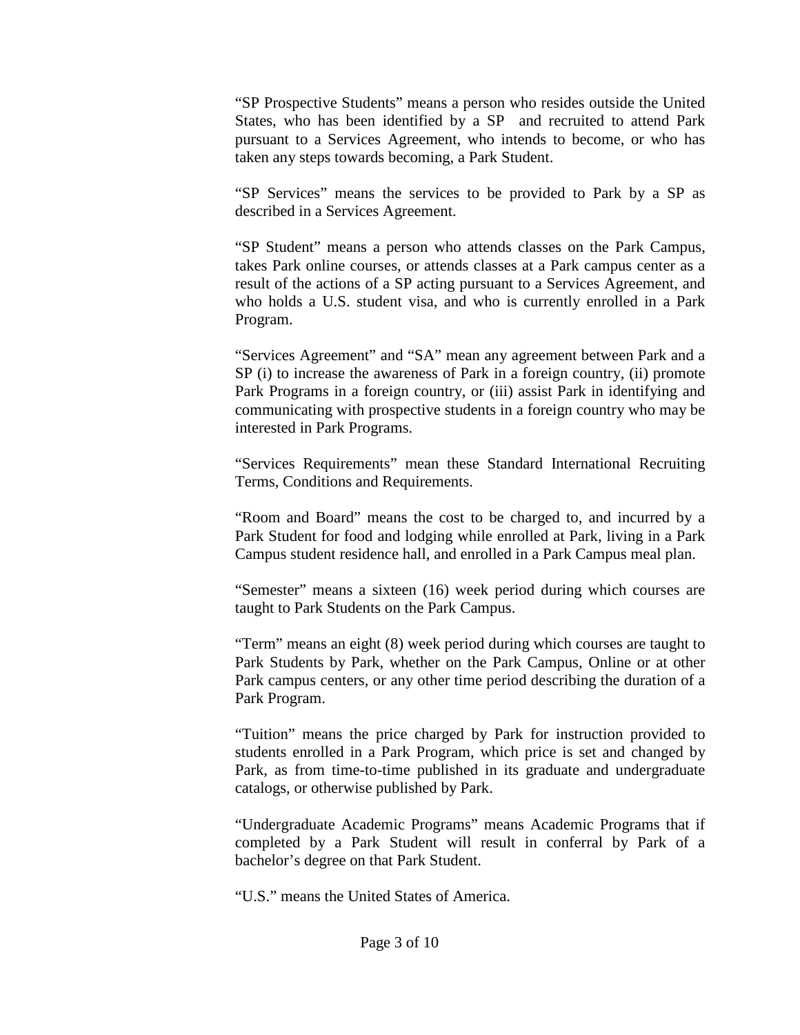"SP Prospective Students" means a person who resides outside the United States, who has been identified by a SP and recruited to attend Park pursuant to a Services Agreement, who intends to become, or who has taken any steps towards becoming, a Park Student.

"SP Services" means the services to be provided to Park by a SP as described in a Services Agreement.

"SP Student" means a person who attends classes on the Park Campus, takes Park online courses, or attends classes at a Park campus center as a result of the actions of a SP acting pursuant to a Services Agreement, and who holds a U.S. student visa, and who is currently enrolled in a Park Program.

"Services Agreement" and "SA" mean any agreement between Park and a SP (i) to increase the awareness of Park in a foreign country, (ii) promote Park Programs in a foreign country, or (iii) assist Park in identifying and communicating with prospective students in a foreign country who may be interested in Park Programs.

"Services Requirements" mean these Standard International Recruiting Terms, Conditions and Requirements.

"Room and Board" means the cost to be charged to, and incurred by a Park Student for food and lodging while enrolled at Park, living in a Park Campus student residence hall, and enrolled in a Park Campus meal plan.

"Semester" means a sixteen (16) week period during which courses are taught to Park Students on the Park Campus.

"Term" means an eight (8) week period during which courses are taught to Park Students by Park, whether on the Park Campus, Online or at other Park campus centers, or any other time period describing the duration of a Park Program.

"Tuition" means the price charged by Park for instruction provided to students enrolled in a Park Program, which price is set and changed by Park, as from time-to-time published in its graduate and undergraduate catalogs, or otherwise published by Park.

"Undergraduate Academic Programs" means Academic Programs that if completed by a Park Student will result in conferral by Park of a bachelor's degree on that Park Student.

"U.S." means the United States of America.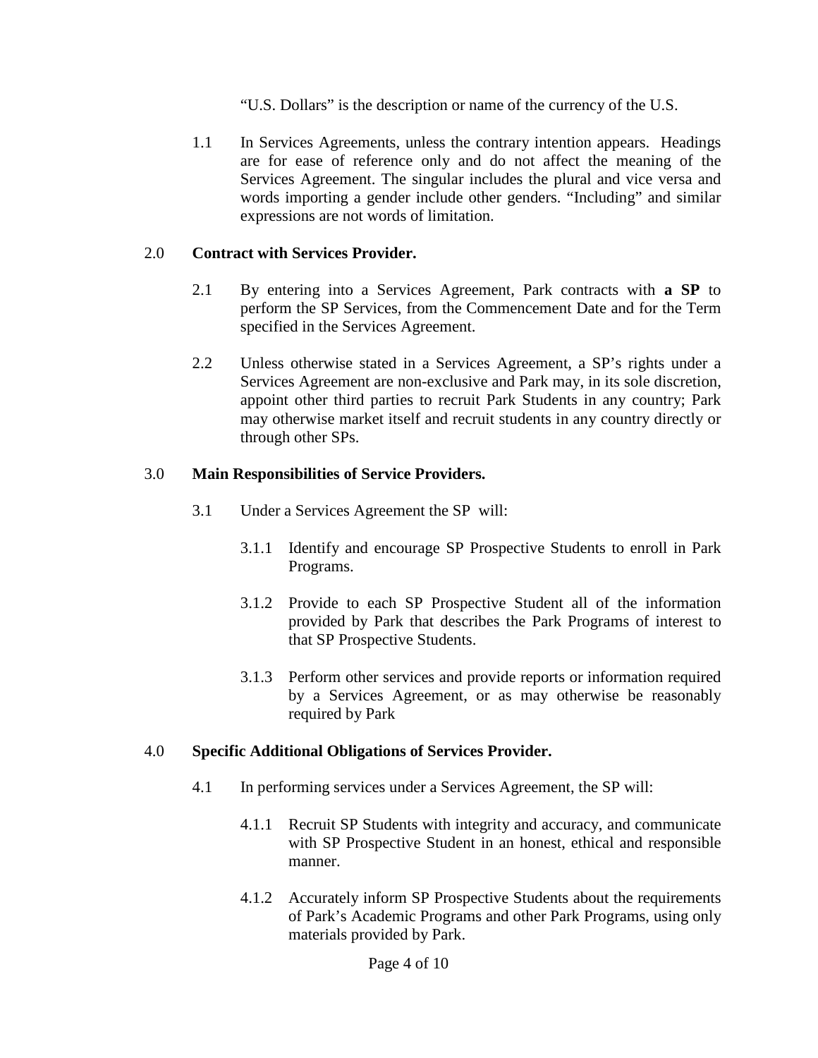"U.S. Dollars" is the description or name of the currency of the U.S.

1.1 In Services Agreements, unless the contrary intention appears. Headings are for ease of reference only and do not affect the meaning of the Services Agreement. The singular includes the plural and vice versa and words importing a gender include other genders. "Including" and similar expressions are not words of limitation.

## 2.0 Contract with Services Provider.

2.1 By entering into a Services Agreement, Park contracts with **a SP** to perform the SP Services, from the Commencement Date and for the Term specified in the Services Agreement.

2.2 Unless otherwise stated in a Services Agreement, a SP's rights under a Services Agreement are non-exclusive and Park may, in its sole discretion, appoint other third parties to recruit Park Students in any country; Park may otherwise market itself and recruit students in any country directly or through other SPs.

## 3.0 Main Responsibilities of Service Providers.

3.1 Under a Services Agreement the SP will:

3.1.1 Identify and encourage SP Prospective Students to enroll in Park Programs.

3.1.2 Provide to each SP Prospective Student all of the information provided by Park that describes the Park Programs of interest to that SP Prospective Students.

3.1.3 Perform other services and provide reports or information required by a Services Agreement, or as may otherwise be reasonably required by Park

## 4.0 Specific Additional Obligations of Services Provider.

4.1 In performing services under a Services Agreement, the SP will:

4.1.1 Recruit SP Students with integrity and accuracy, and communicate with SP Prospective Student in an honest, ethical and responsible manner.

4.1.2 Accurately inform SP Prospective Students about the requirements of Park's Academic Programs and other Park Programs, using only materials provided by Park.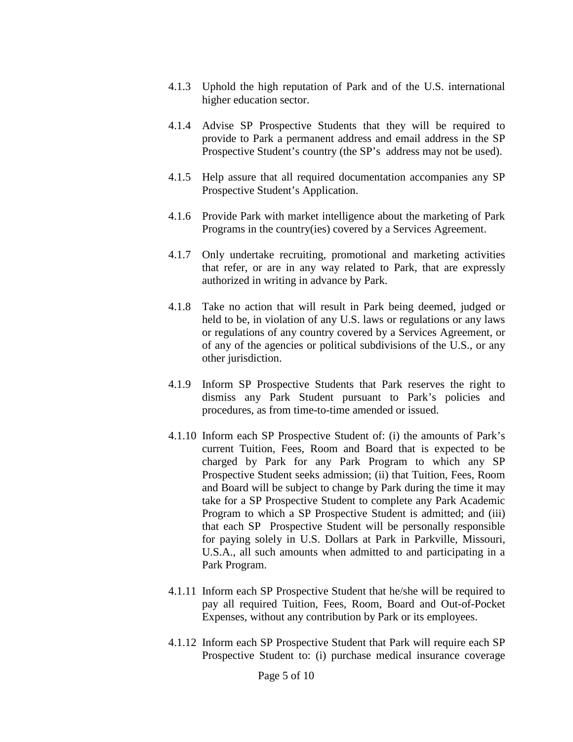4.1.3 Uphold the high reputation of Park and of the U.S. international higher education sector.

4.1.4 Advise SP Prospective Students that they will be required to provide to Park a permanent address and email address in the SP Prospective Student's country (the SP's address may not be used).

4.1.5 Help assure that all required documentation accompanies any SP Prospective Student's Application.

4.1.6 Provide Park with market intelligence about the marketing of Park Programs in the country(ies) covered by a Services Agreement.

4.1.7 Only undertake recruiting, promotional and marketing activities that refer, or are in any way related to Park, that are expressly authorized in writing in advance by Park.

4.1.8 Take no action that will result in Park being deemed, judged or held to be, in violation of any U.S. laws or regulations or any laws or regulations of any country covered by a Services Agreement, or of any of the agencies or political subdivisions of the U.S., or any other jurisdiction.

4.1.9 Inform SP Prospective Students that Park reserves the right to dismiss any Park Student pursuant to Park's policies and procedures, as from time-to-time amended or issued.

4.1.10 Inform each SP Prospective Student of: (i) the amounts of Park's current Tuition, Fees, Room and Board that is expected to be charged by Park for any Park Program to which any SP Prospective Student seeks admission; (ii) that Tuition, Fees, Room and Board will be subject to change by Park during the time it may take for a SP Prospective Student to complete any Park Academic Program to which a SP Prospective Student is admitted; and (iii) that each SP Prospective Student will be personally responsible for paying solely in U.S. Dollars at Park in Parkville, Missouri, U.S.A., all such amounts when admitted to and participating in a Park Program.

4.1.11 Inform each SP Prospective Student that he/she will be required to pay all required Tuition, Fees, Room, Board and Out-of-Pocket Expenses, without any contribution by Park or its employees.

4.1.12 Inform each SP Prospective Student that Park will require each SP Prospective Student to: (i) purchase medical insurance coverage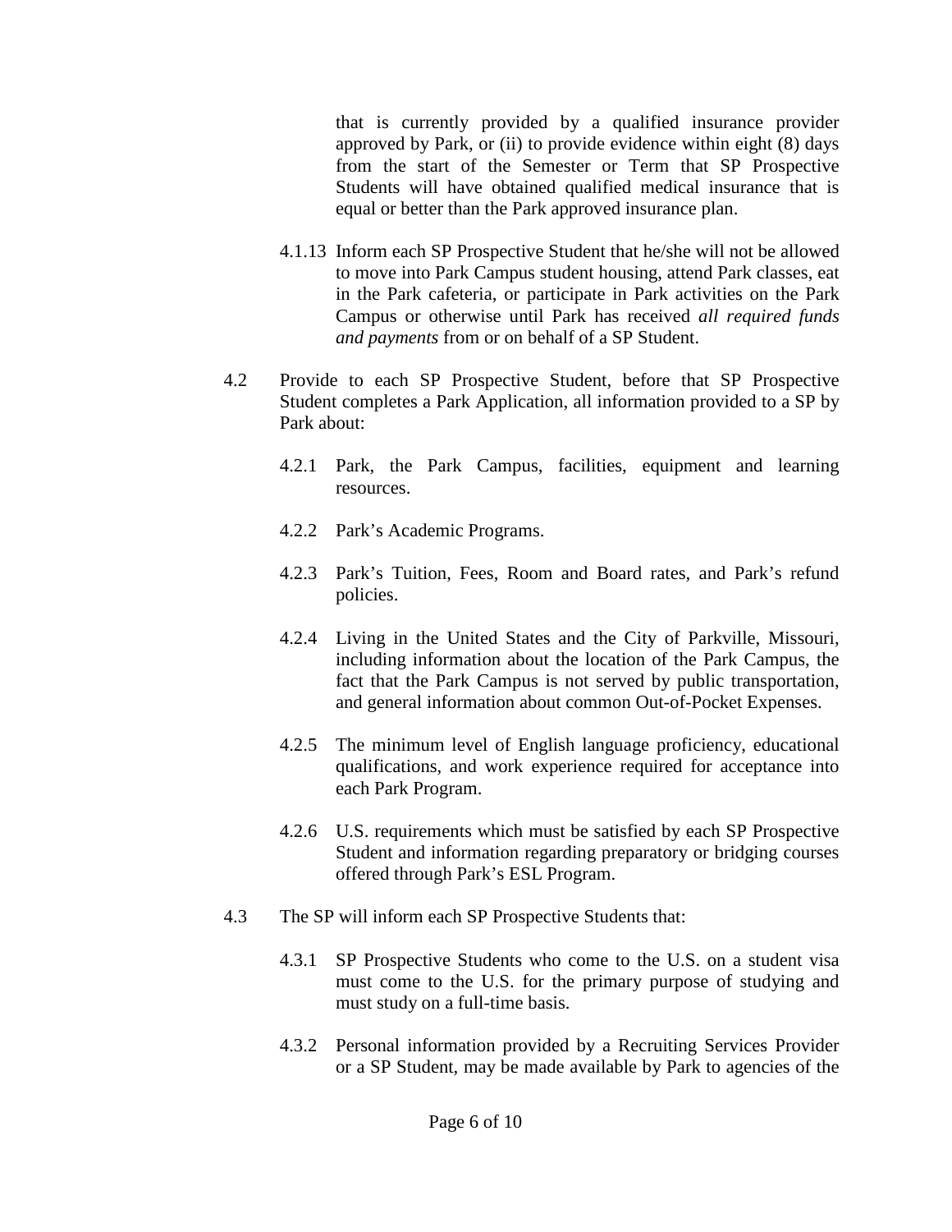that is currently provided by a qualified insurance provider approved by Park, or (ii) to provide evidence within eight (8) days from the start of the Semester or Term that SP Prospective Students will have obtained qualified medical insurance that is equal or better than the Park approved insurance plan.

4.1.13 Inform each SP Prospective Student that he/she will not be allowed to move into Park Campus student housing, attend Park classes, eat in the Park cafeteria, or participate in Park activities on the Park Campus or otherwise until Park has received *all required funds and payments* from or on behalf of a SP Student.

4.2 Provide to each SP Prospective Student, before that SP Prospective Student completes a Park Application, all information provided to a SP by Park about:

4.2.1 Park, the Park Campus, facilities, equipment and learning resources.

4.2.2 Park's Academic Programs.

4.2.3 Park's Tuition, Fees, Room and Board rates, and Park's refund policies.

4.2.4 Living in the United States and the City of Parkville, Missouri, including information about the location of the Park Campus, the fact that the Park Campus is not served by public transportation, and general information about common Out-of-Pocket Expenses.

4.2.5 The minimum level of English language proficiency, educational qualifications, and work experience required for acceptance into each Park Program.

4.2.6 U.S. requirements which must be satisfied by each SP Prospective Student and information regarding preparatory or bridging courses offered through Park's ESL Program.

4.3 The SP will inform each SP Prospective Students that:

4.3.1 SP Prospective Students who come to the U.S. on a student visa must come to the U.S. for the primary purpose of studying and must study on a full-time basis.

4.3.2 Personal information provided by a Recruiting Services Provider or a SP Student, may be made available by Park to agencies of the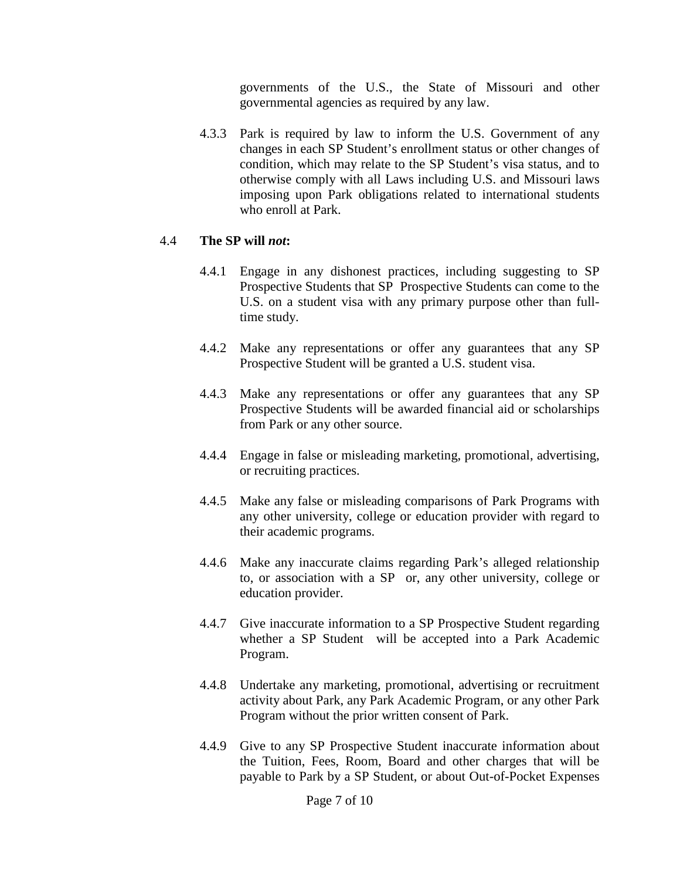governments of the U.S., the State of Missouri and other governmental agencies as required by any law.

4.3.3 Park is required by law to inform the U.S. Government of any changes in each SP Student's enrollment status or other changes of condition, which may relate to the SP Student's visa status, and to otherwise comply with all Laws including U.S. and Missouri laws imposing upon Park obligations related to international students who enroll at Park.

4.4 **The SP will *not*:**

4.4.1 Engage in any dishonest practices, including suggesting to SP Prospective Students that SP Prospective Students can come to the U.S. on a student visa with any primary purpose other than full-time study.

4.4.2 Make any representations or offer any guarantees that any SP Prospective Student will be granted a U.S. student visa.

4.4.3 Make any representations or offer any guarantees that any SP Prospective Students will be awarded financial aid or scholarships from Park or any other source.

4.4.4 Engage in false or misleading marketing, promotional, advertising, or recruiting practices.

4.4.5 Make any false or misleading comparisons of Park Programs with any other university, college or education provider with regard to their academic programs.

4.4.6 Make any inaccurate claims regarding Park's alleged relationship to, or association with a SP or, any other university, college or education provider.

4.4.7 Give inaccurate information to a SP Prospective Student regarding whether a SP Student will be accepted into a Park Academic Program.

4.4.8 Undertake any marketing, promotional, advertising or recruitment activity about Park, any Park Academic Program, or any other Park Program without the prior written consent of Park.

4.4.9 Give to any SP Prospective Student inaccurate information about the Tuition, Fees, Room, Board and other charges that will be payable to Park by a SP Student, or about Out-of-Pocket Expenses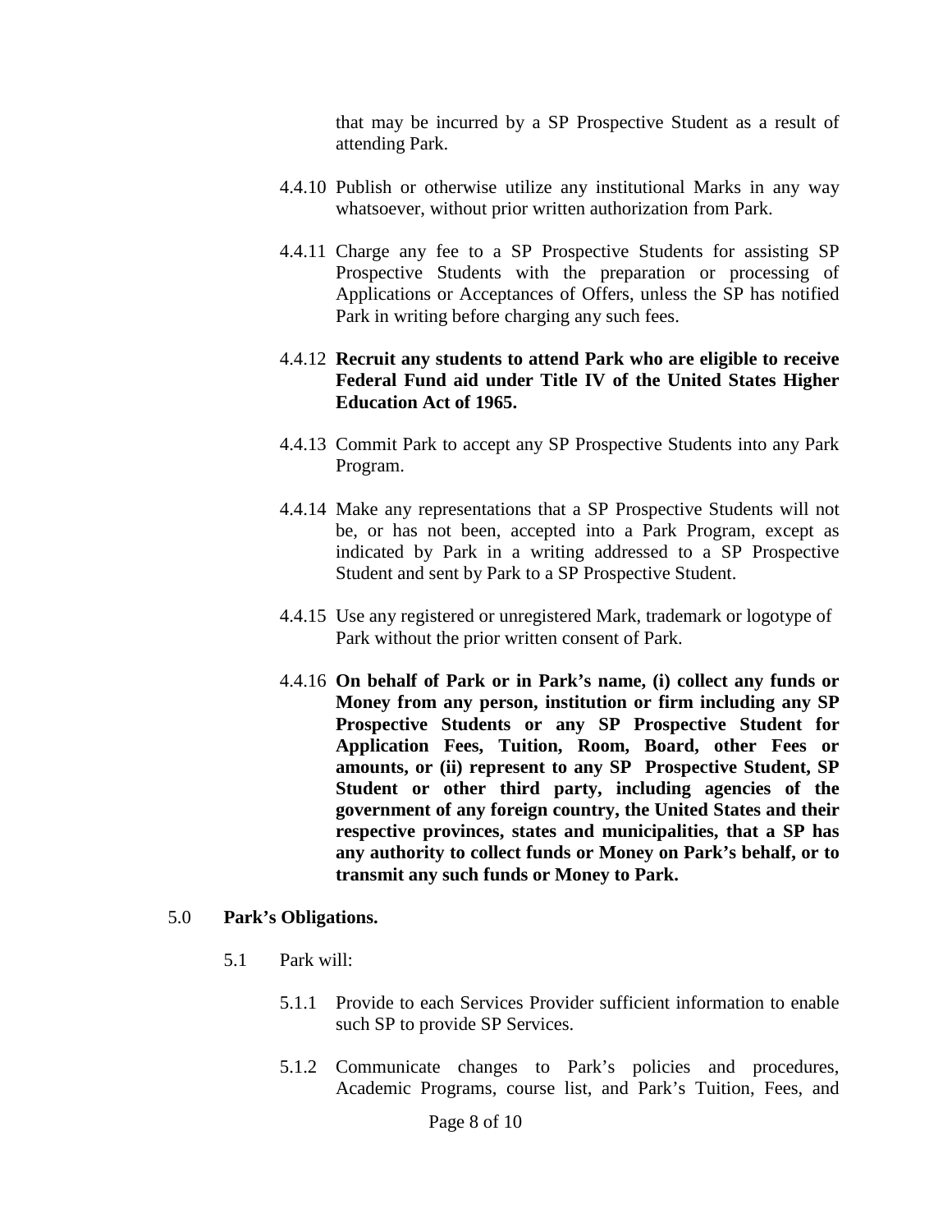that may be incurred by a SP Prospective Student as a result of attending Park.

4.4.10 Publish or otherwise utilize any institutional Marks in any way whatsoever, without prior written authorization from Park.

4.4.11 Charge any fee to a SP Prospective Students for assisting SP Prospective Students with the preparation or processing of Applications or Acceptances of Offers, unless the SP has notified Park in writing before charging any such fees.

4.4.12 **Recruit any students to attend Park who are eligible to receive Federal Fund aid under Title IV of the United States Higher Education Act of 1965.**

4.4.13 Commit Park to accept any SP Prospective Students into any Park Program.

4.4.14 Make any representations that a SP Prospective Students will not be, or has not been, accepted into a Park Program, except as indicated by Park in a writing addressed to a SP Prospective Student and sent by Park to a SP Prospective Student.

4.4.15 Use any registered or unregistered Mark, trademark or logotype of Park without the prior written consent of Park.

4.4.16 **On behalf of Park or in Park's name, (i) collect any funds or Money from any person, institution or firm including any SP Prospective Students or any SP Prospective Student for Application Fees, Tuition, Room, Board, other Fees or amounts, or (ii) represent to any SP Prospective Student, SP Student or other third party, including agencies of the government of any foreign country, the United States and their respective provinces, states and municipalities, that a SP has any authority to collect funds or Money on Park's behalf, or to transmit any such funds or Money to Park.**

5.0 **Park's Obligations.**

5.1 Park will:

5.1.1 Provide to each Services Provider sufficient information to enable such SP to provide SP Services.

5.1.2 Communicate changes to Park's policies and procedures, Academic Programs, course list, and Park's Tuition, Fees, and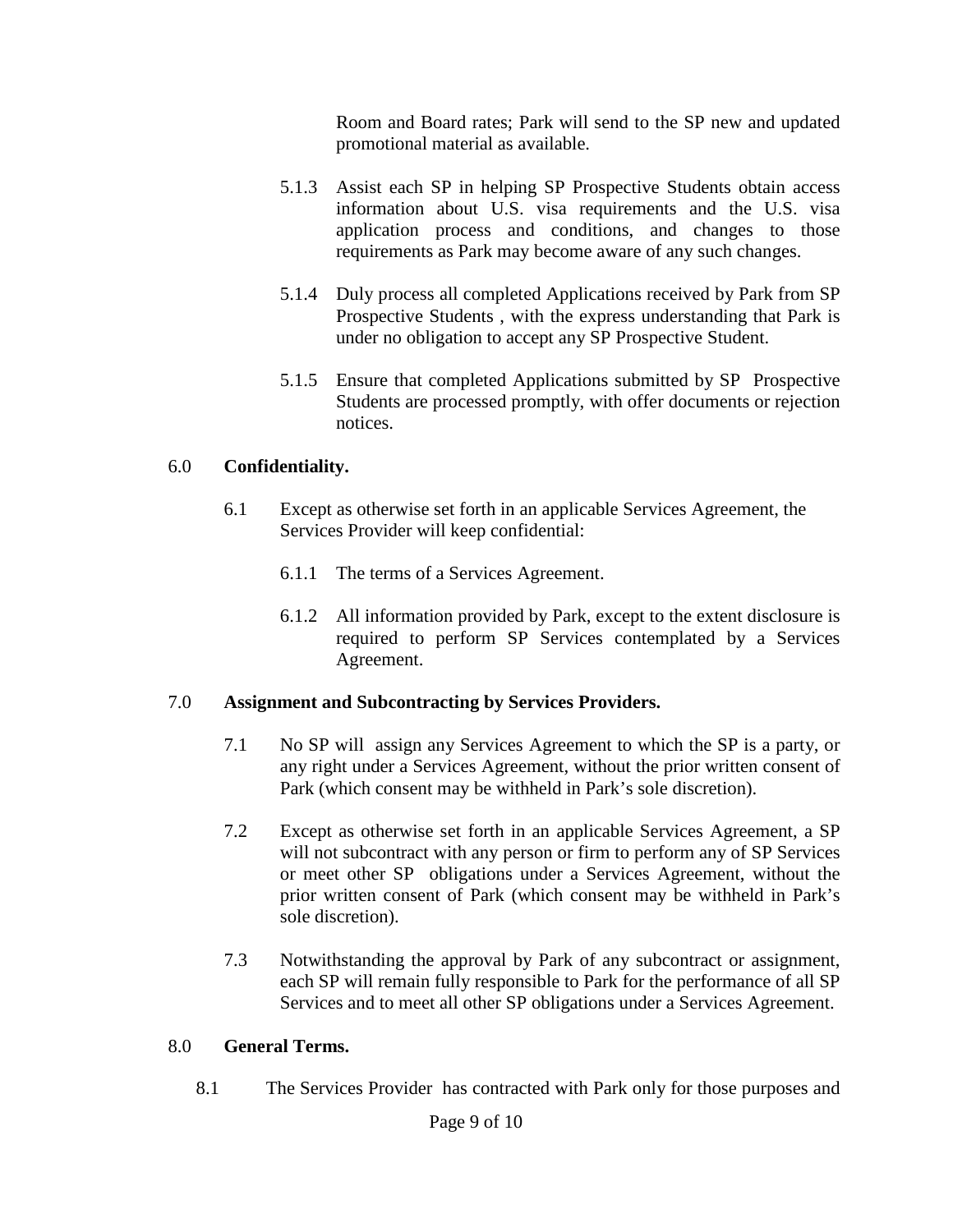Room and Board rates; Park will send to the SP new and updated promotional material as available.

5.1.3 Assist each SP in helping SP Prospective Students obtain access information about U.S. visa requirements and the U.S. visa application process and conditions, and changes to those requirements as Park may become aware of any such changes.

5.1.4 Duly process all completed Applications received by Park from SP Prospective Students , with the express understanding that Park is under no obligation to accept any SP Prospective Student.

5.1.5 Ensure that completed Applications submitted by SP Prospective Students are processed promptly, with offer documents or rejection notices.

6.0 **Confidentiality.**

6.1 Except as otherwise set forth in an applicable Services Agreement, the Services Provider will keep confidential:

6.1.1 The terms of a Services Agreement.

6.1.2 All information provided by Park, except to the extent disclosure is required to perform SP Services contemplated by a Services Agreement.

7.0 **Assignment and Subcontracting by Services Providers.**

7.1 No SP will assign any Services Agreement to which the SP is a party, or any right under a Services Agreement, without the prior written consent of Park (which consent may be withheld in Park's sole discretion).

7.2 Except as otherwise set forth in an applicable Services Agreement, a SP will not subcontract with any person or firm to perform any of SP Services or meet other SP obligations under a Services Agreement, without the prior written consent of Park (which consent may be withheld in Park's sole discretion).

7.3 Notwithstanding the approval by Park of any subcontract or assignment, each SP will remain fully responsible to Park for the performance of all SP Services and to meet all other SP obligations under a Services Agreement.

8.0 **General Terms.**

8.1 The Services Provider has contracted with Park only for those purposes and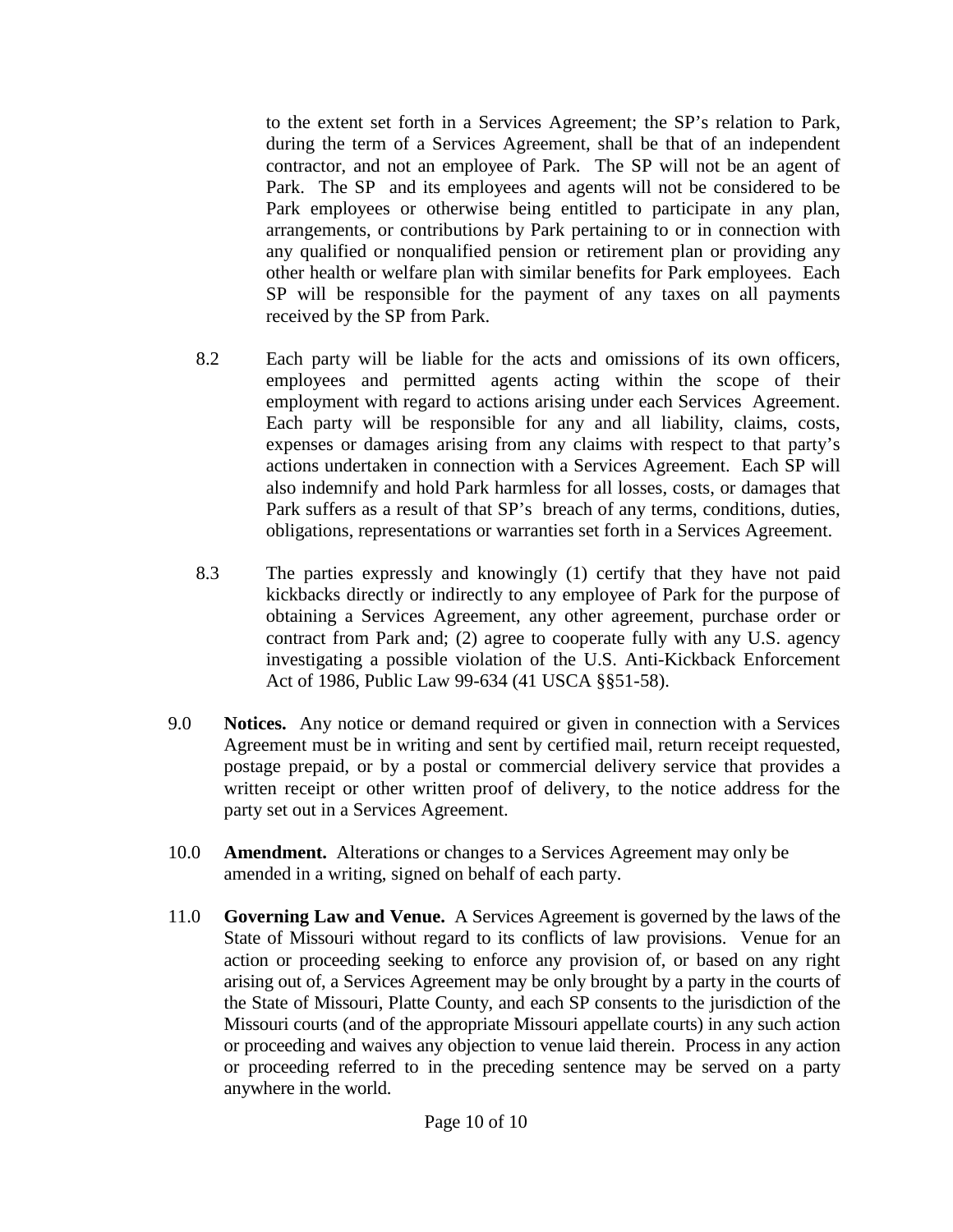to the extent set forth in a Services Agreement; the SP's relation to Park, during the term of a Services Agreement, shall be that of an independent contractor, and not an employee of Park. The SP will not be an agent of Park. The SP and its employees and agents will not be considered to be Park employees or otherwise being entitled to participate in any plan, arrangements, or contributions by Park pertaining to or in connection with any qualified or nonqualified pension or retirement plan or providing any other health or welfare plan with similar benefits for Park employees. Each SP will be responsible for the payment of any taxes on all payments received by the SP from Park.

8.2 Each party will be liable for the acts and omissions of its own officers, employees and permitted agents acting within the scope of their employment with regard to actions arising under each Services Agreement. Each party will be responsible for any and all liability, claims, costs, expenses or damages arising from any claims with respect to that party's actions undertaken in connection with a Services Agreement. Each SP will also indemnify and hold Park harmless for all losses, costs, or damages that Park suffers as a result of that SP's breach of any terms, conditions, duties, obligations, representations or warranties set forth in a Services Agreement.

8.3 The parties expressly and knowingly (1) certify that they have not paid kickbacks directly or indirectly to any employee of Park for the purpose of obtaining a Services Agreement, any other agreement, purchase order or contract from Park and; (2) agree to cooperate fully with any U.S. agency investigating a possible violation of the U.S. Anti-Kickback Enforcement Act of 1986, Public Law 99-634 (41 USCA §§51-58).

9.0 **Notices.** Any notice or demand required or given in connection with a Services Agreement must be in writing and sent by certified mail, return receipt requested, postage prepaid, or by a postal or commercial delivery service that provides a written receipt or other written proof of delivery, to the notice address for the party set out in a Services Agreement.

10.0 **Amendment.** Alterations or changes to a Services Agreement may only be amended in a writing, signed on behalf of each party.

11.0 **Governing Law and Venue.** A Services Agreement is governed by the laws of the State of Missouri without regard to its conflicts of law provisions. Venue for an action or proceeding seeking to enforce any provision of, or based on any right arising out of, a Services Agreement may be only brought by a party in the courts of the State of Missouri, Platte County, and each SP consents to the jurisdiction of the Missouri courts (and of the appropriate Missouri appellate courts) in any such action or proceeding and waives any objection to venue laid therein. Process in any action or proceeding referred to in the preceding sentence may be served on a party anywhere in the world.